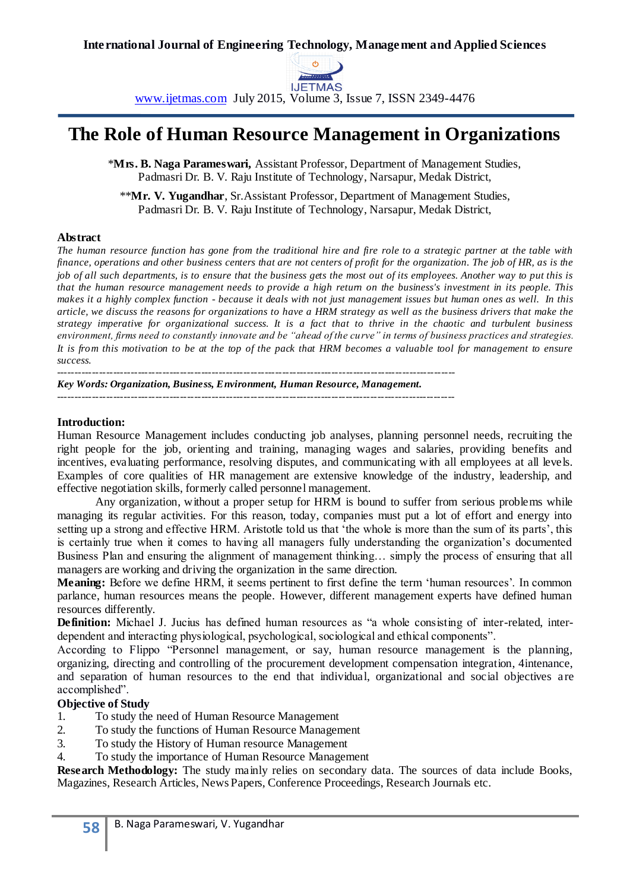# The Role of Human Resource Management in Organizations

*Mrs. B. Naga Parameswari, Assistant Professor, Department of Management Studies, Padmasri Dr. B. V. Raju Institute of Technology, Narsapur, Medak District,

**Mr. V. Yugandhar, Sr.Assistant Professor, Department of Management Studies, Padmasri Dr. B. V. Raju Institute of Technology, Narsapur, Medak District,

## Abstract

*The human resource function has gone from the traditional hire and fire role to a strategic partner at the table with finance, operations and other business centers that are not centers of profit for the organization. The job of HR, as is the job of all such departments, is to ensure that the business gets the most out of its employees. Another way to put this is that the human resource management needs to provide a high return on the business's investment in its people. This makes it a highly complex function - because it deals with not just management issues but human ones as well. In this article, we discuss the reasons for organizations to have a HRM strategy as well as the business drivers that make the strategy imperative for organizational success. It is a fact that to thrive in the chaotic and turbulent business environment, firms need to constantly innovate and be "ahead of the curve" in terms of business practices and strategies. It is from this motivation to be at the top of the pack that HRM becomes a valuable tool for management to ensure success.*

---

***Key Words: Organization, Business, Environment, Human Resource, Management.***

---

## Introduction:

Human Resource Management includes conducting job analyses, planning personnel needs, recruiting the right people for the job, orienting and training, managing wages and salaries, providing benefits and incentives, evaluating performance, resolving disputes, and communicating with all employees at all levels. Examples of core qualities of HR management are extensive knowledge of the industry, leadership, and effective negotiation skills, formerly called personnel management.

Any organization, without a proper setup for HRM is bound to suffer from serious problems while managing its regular activities. For this reason, today, companies must put a lot of effort and energy into setting up a strong and effective HRM. Aristotle told us that 'the whole is more than the sum of its parts', this is certainly true when it comes to having all managers fully understanding the organization's documented Business Plan and ensuring the alignment of management thinking… simply the process of ensuring that all managers are working and driving the organization in the same direction.

**Meaning:** Before we define HRM, it seems pertinent to first define the term 'human resources'. In common parlance, human resources means the people. However, different management experts have defined human resources differently.

**Definition:** Michael J. Jucius has defined human resources as "a whole consisting of inter-related, inter-dependent and interacting physiological, psychological, sociological and ethical components".

According to Flippo "Personnel management, or say, human resource management is the planning, organizing, directing and controlling of the procurement development compensation integration, 4intenance, and separation of human resources to the end that individual, organizational and social objectives are accomplished".

### Objective of Study

1. To study the need of Human Resource Management
2. To study the functions of Human Resource Management
3. To study the History of Human resource Management
4. To study the importance of Human Resource Management

**Research Methodology:** The study mainly relies on secondary data. The sources of data include Books, Magazines, Research Articles, News Papers, Conference Proceedings, Research Journals etc.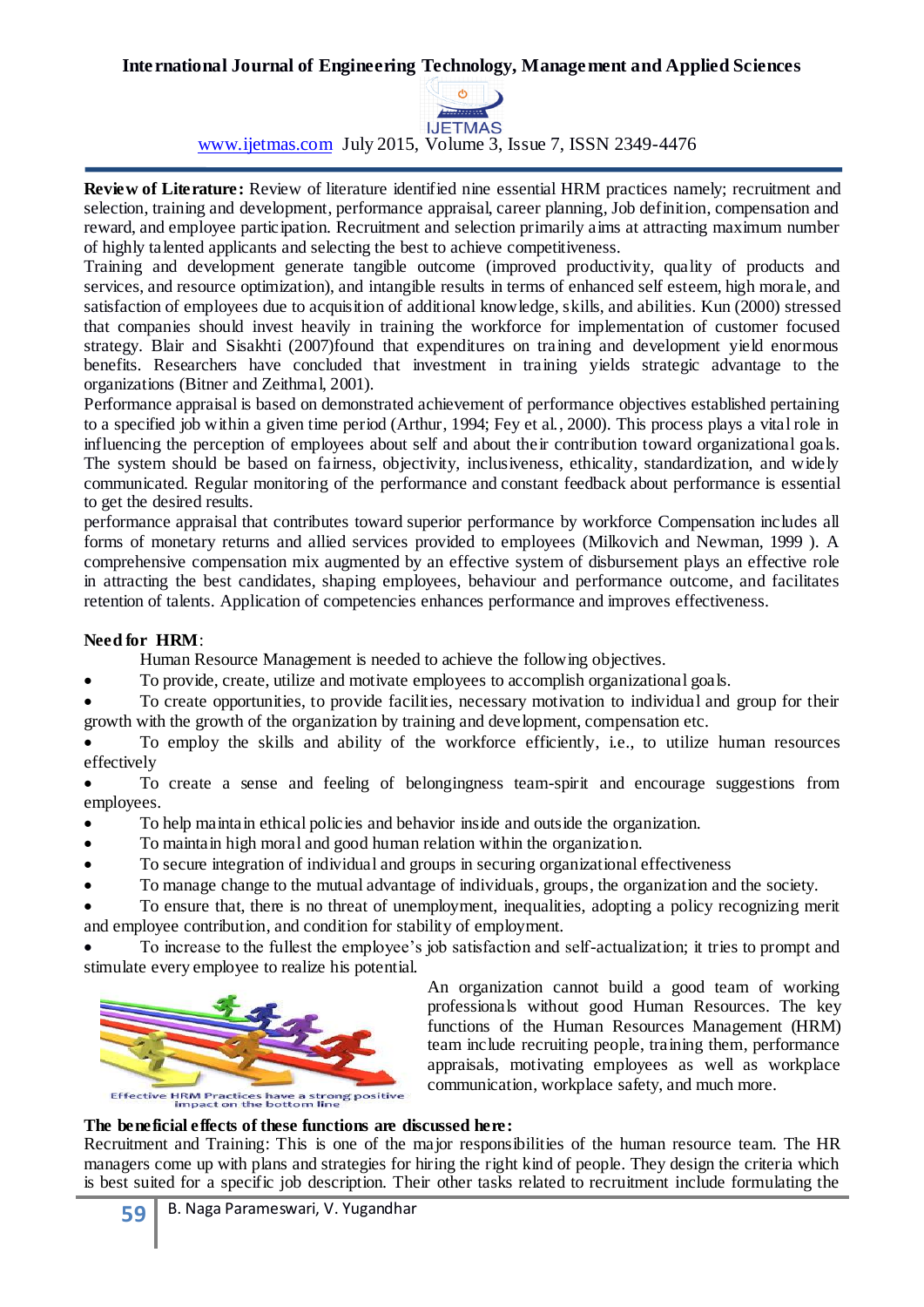**Review of Literature:** Review of literature identified nine essential HRM practices namely; recruitment and selection, training and development, performance appraisal, career planning, Job definition, compensation and reward, and employee participation. Recruitment and selection primarily aims at attracting maximum number of highly talented applicants and selecting the best to achieve competitiveness.

Training and development generate tangible outcome (improved productivity, quality of products and services, and resource optimization), and intangible results in terms of enhanced self esteem, high morale, and satisfaction of employees due to acquisition of additional knowledge, skills, and abilities. Kun (2000) stressed that companies should invest heavily in training the workforce for implementation of customer focused strategy. Blair and Sisakhti (2007)found that expenditures on training and development yield enormous benefits. Researchers have concluded that investment in training yields strategic advantage to the organizations (Bitner and Zeithmal, 2001).

Performance appraisal is based on demonstrated achievement of performance objectives established pertaining to a specified job within a given time period (Arthur, 1994; Fey et al., 2000). This process plays a vital role in influencing the perception of employees about self and their contribution toward organizational goals. The system should be based on fairness, objectivity, inclusiveness, ethicality, standardization, and widely communicated. Regular monitoring of the performance and constant feedback about performance is essential to get the desired results.

performance appraisal that contributes toward superior performance by workforce Compensation includes all forms of monetary returns and allied services provided to employees (Milkovich and Newman, 1999 ). A comprehensive compensation mix augmented by an effective system of disbursement plays an effective role in attracting the best candidates, shaping employees, behaviour and performance outcome, and facilitates retention of talents. Application of competencies enhances performance and improves effectiveness.

**Need for HRM**:

Human Resource Management is needed to achieve the following objectives.

- To provide, create, utilize and motivate employees to accomplish organizational goals.
- To create opportunities, to provide facilities, necessary motivation to individual and group for their growth with the growth of the organization by training and development, compensation etc.
- To employ the skills and ability of the workforce efficiently, i.e., to utilize human resources effectively
- To create a sense and feeling of belongingness team-spirit and encourage suggestions from employees.
- To help maintain ethical policies and behavior inside and outside the organization.
- To maintain high moral and good human relation within the organization.
- To secure integration of individual and groups in securing organizational effectiveness
- To manage change to the mutual advantage of individuals, groups, the organization and the society.
- To ensure that, there is no threat of unemployment, inequalities, adopting a policy recognizing merit and employee contribution, and condition for stability of employment.
- To increase to the fullest the employee's job satisfaction and self-actualization; it tries to prompt and stimulate every employee to realize his potential.

Effective HRM Practices have a strong positive impact on the bottom line

An organization cannot build a good team of working professionals without good Human Resources. The key functions of the Human Resources Management (HRM) team include recruiting people, training them, performance appraisals, motivating employees as well as workplace communication, workplace safety, and much more.

**The beneficial effects of these functions are discussed here:**

Recruitment and Training: This is one of the major responsibilities of the human resource team. The HR managers come up with plans and strategies for hiring the right kind of people. They design the criteria which is best suited for a specific job description. Their other tasks related to recruitment include formulating the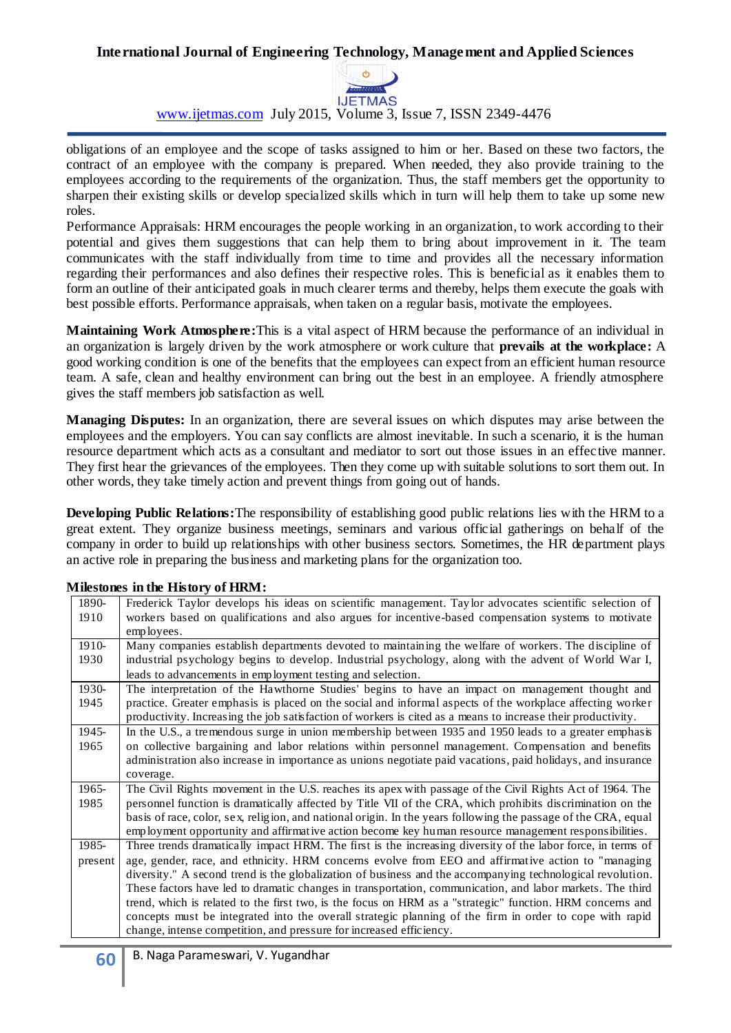obligations of an employee and the scope of tasks assigned to him or her. Based on these two factors, the contract of an employee with the company is prepared. When needed, they also provide training to the employees according to the requirements of the organization. Thus, the staff members get the opportunity to sharpen their existing skills or develop specialized skills which in turn will help them to take up some new roles.

Performance Appraisals: HRM encourages the people working in an organization, to work according to their potential and gives them suggestions that can help them to bring about improvement in it. The team communicates with the staff individually from time to time and provides all the necessary information regarding their performances and also defines their respective roles. This is beneficial as it enables them to form an outline of their anticipated goals in much clearer terms and thereby, helps them execute the goals with best possible efforts. Performance appraisals, when taken on a regular basis, motivate the employees.

**Maintaining Work Atmosphere:**This is a vital aspect of HRM because the performance of an individual in an organization is largely driven by the work atmosphere or work culture that **prevails at the workplace:** A good working condition is one of the benefits that the employees can expect from an efficient human resource team. A safe, clean and healthy environment can bring out the best in an employee. A friendly atmosphere gives the staff members job satisfaction as well.

**Managing Disputes:** In an organization, there are several issues on which disputes may arise between the employees and the employers. You can say conflicts are almost inevitable. In such a scenario, it is the human resource department which acts as a consultant and mediator to sort out those issues in an effective manner. They first hear the grievances of the employees. Then they come up with suitable solutions to sort them out. In other words, they take timely action and prevent things from going out of hands.

**Developing Public Relations:**The responsibility of establishing good public relations lies with the HRM to a great extent. They organize business meetings, seminars and various official gatherings on behalf of the company in order to build up relationships with other business sectors. Sometimes, the HR department plays an active role in preparing the business and marketing plans for the organization too.

**Milestones in the History of HRM:**

| Period | Milestone |
|---|---|
| 1890-1910 | Frederick Taylor develops his ideas on scientific management. Taylor advocates scientific selection of workers based on qualifications and also argues for incentive-based compensation systems to motivate employees. |
| 1910-1930 | Many companies establish departments devoted to maintaining the welfare of workers. The discipline of industrial psychology begins to develop. Industrial psychology, along with the advent of World War I, leads to advancements in employment testing and selection. |
| 1930-1945 | The interpretation of the Hawthorne Studies' begins to have an impact on management thought and practice. Greater emphasis is placed on the social and informal aspects of the workplace affecting worker productivity. Increasing the job satisfaction of workers is cited as a means to increase their productivity. |
| 1945-1965 | In the U.S., a tremendous surge in union membership between 1935 and 1950 leads to a greater emphasis on collective bargaining and labor relations within personnel management. Compensation and benefits administration also increase in importance as unions negotiate paid vacations, paid holidays, and insurance coverage. |
| 1965-1985 | The Civil Rights movement in the U.S. reaches its apex with passage of the Civil Rights Act of 1964. The personnel function is dramatically affected by Title VII of the CRA, which prohibits discrimination on the basis of race, color, sex, religion, and national origin. In the years following the passage of the CRA, equal employment opportunity and affirmative action become key human resource management responsibilities. |
| 1985-present | Three trends dramatically impact HRM. The first is the increasing diversity of the labor force, in terms of age, gender, race, and ethnicity. HRM concerns evolve from EEO and affirmative action to "managing diversity." A second trend is the globalization of business and the accompanying technological revolution. These factors have led to dramatic changes in transportation, communication, and labor markets. The third trend, which is related to the first two, is the focus on HRM as a "strategic" function. HRM concerns and concepts must be integrated into the overall strategic planning of the firm in order to cope with rapid change, intense competition, and pressure for increased efficiency. |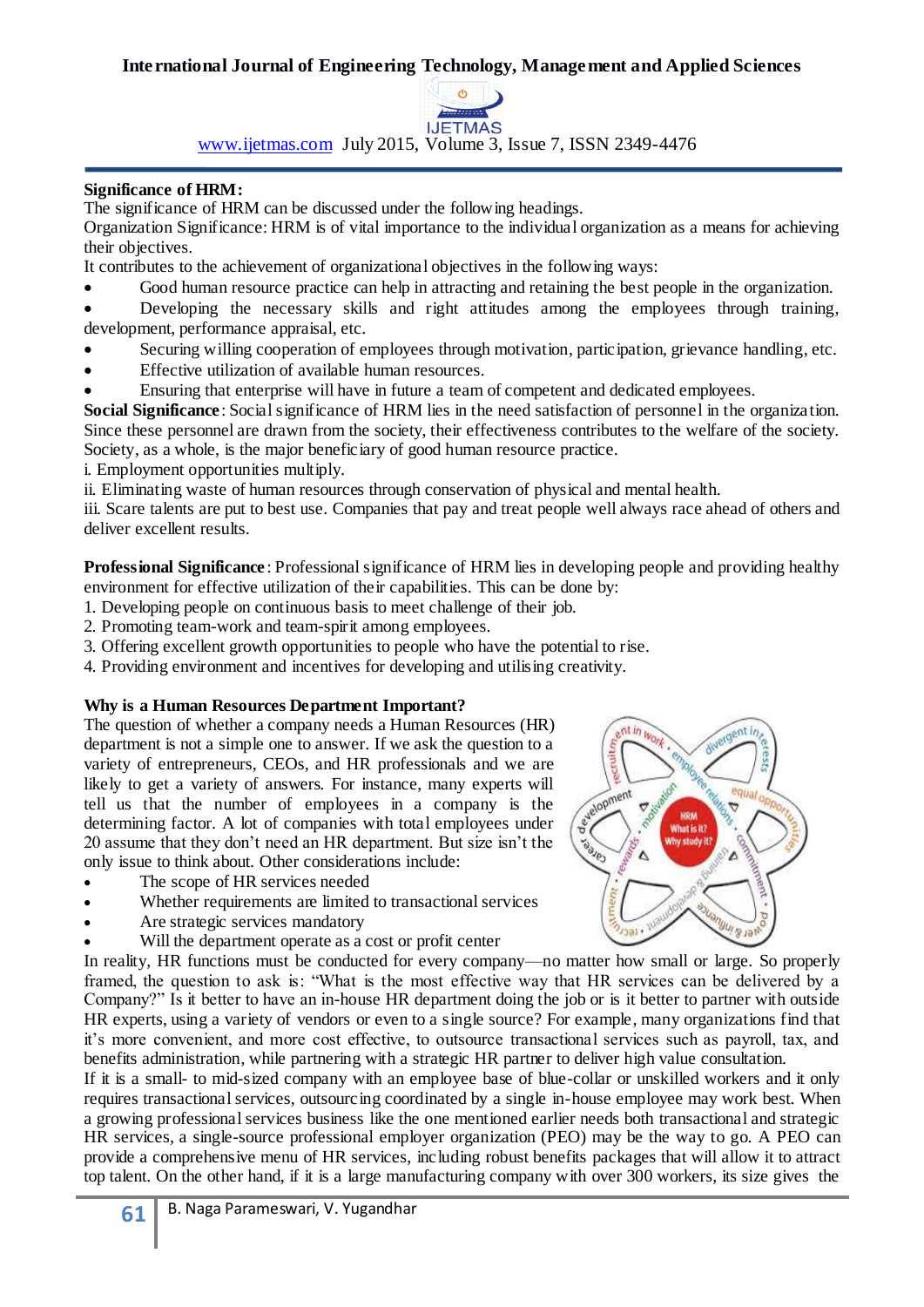**Significance of HRM:**

The significance of HRM can be discussed under the following headings.

Organization Significance: HRM is of vital importance to the individual organization as a means for achieving their objectives.

It contributes to the achievement of organizational objectives in the following ways:

- Good human resource practice can help in attracting and retaining the best people in the organization.
- Developing the necessary skills and right attitudes among the employees through training, development, performance appraisal, etc.
- Securing willing cooperation of employees through motivation, participation, grievance handling, etc.
- Effective utilization of available human resources.
- Ensuring that enterprise will have in future a team of competent and dedicated employees.

**Social Significance**: Social significance of HRM lies in the need satisfaction of personnel in the organization. Since these personnel are drawn from the society, their effectiveness contributes to the welfare of the society. Society, as a whole, is the major beneficiary of good human resource practice.

i. Employment opportunities multiply.

ii. Eliminating waste of human resources through conservation of physical and mental health.

iii. Scare talents are put to best use. Companies that pay and treat people well always race ahead of others and deliver excellent results.

**Professional Significance**: Professional significance of HRM lies in developing people and providing healthy environment for effective utilization of their capabilities. This can be done by:

1. Developing people on continuous basis to meet challenge of their job.
2. Promoting team-work and team-spirit among employees.
3. Offering excellent growth opportunities to people who have the potential to rise.
4. Providing environment and incentives for developing and utilising creativity.

**Why is a Human Resources Department Important?**

The question of whether a company needs a Human Resources (HR) department is not a simple one to answer. If we ask the question to a variety of entrepreneurs, CEOs, and HR professionals and we are likely to get a variety of answers. For instance, many experts will tell us that the number of employees in a company is the determining factor. A lot of companies with total employees under 20 assume that they don't need an HR department. But size isn't the only issue to think about. Other considerations include:

- The scope of HR services needed
- Whether requirements are limited to transactional services
- Are strategic services mandatory
- Will the department operate as a cost or profit center

In reality, HR functions must be conducted for every company—no matter how small or large. So properly framed, the question to ask is: "What is the most effective way that HR services can be delivered by a Company?" Is it better to have an in-house HR department doing the job or is it better to partner with outside HR experts, using a variety of vendors or even to a single source? For example, many organizations find that it's more convenient, and more cost effective, to outsource transactional services such as payroll, tax, and benefits administration, while partnering with a strategic HR partner to deliver high value consultation.

If it is a small- to mid-sized company with an employee base of blue-collar or unskilled workers and it only requires transactional services, outsourcing coordinated by a single in-house employee may work best. When a growing professional services business like the one mentioned earlier needs both transactional and strategic HR services, a single-source professional employer organization (PEO) may be the way to go. A PEO can provide a comprehensive menu of HR services, including robust benefits packages that will allow it to attract top talent. On the other hand, if it is a large manufacturing company with over 300 workers, its size gives the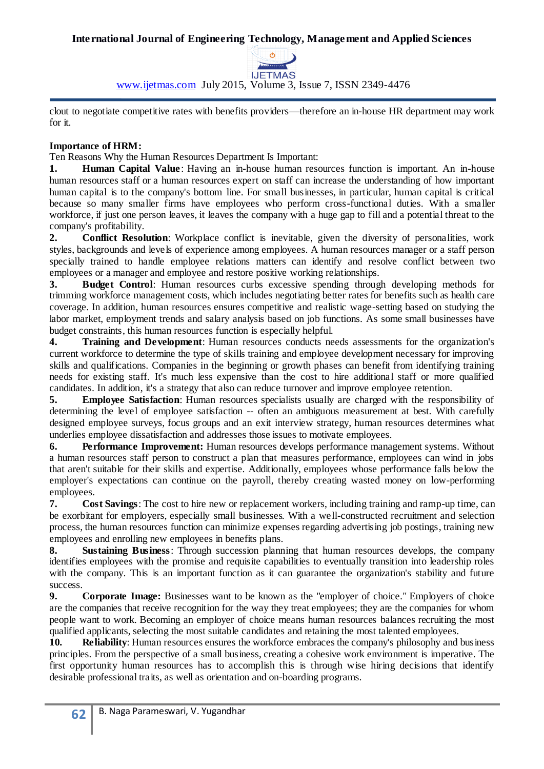clout to negotiate competitive rates with benefits providers—therefore an in-house HR department may work for it.

**Importance of HRM:**

Ten Reasons Why the Human Resources Department Is Important:

1. **Human Capital Value**: Having an in-house human resources function is important. An in-house human resources staff or a human resources expert on staff can increase the understanding of how important human capital is to the company's bottom line. For small businesses, in particular, human capital is critical because so many smaller firms have employees who perform cross-functional duties. With a smaller workforce, if just one person leaves, it leaves the company with a huge gap to fill and a potential threat to the company's profitability.
2. **Conflict Resolution**: Workplace conflict is inevitable, given the diversity of personalities, work styles, backgrounds and levels of experience among employees. A human resources manager or a staff person specially trained to handle employee relations matters can identify and resolve conflict between two employees or a manager and employee and restore positive working relationships.
3. **Budget Control**: Human resources curbs excessive spending through developing methods for trimming workforce management costs, which includes negotiating better rates for benefits such as health care coverage. In addition, human resources ensures competitive and realistic wage-setting based on studying the labor market, employment trends and salary analysis based on job functions. As some small businesses have budget constraints, this human resources function is especially helpful.
4. **Training and Development**: Human resources conducts needs assessments for the organization's current workforce to determine the type of skills training and employee development necessary for improving skills and qualifications. Companies in the beginning or growth phases can benefit from identifying training needs for existing staff. It's much less expensive than the cost to hire additional staff or more qualified candidates. In addition, it's a strategy that also can reduce turnover and improve employee retention.
5. **Employee Satisfaction**: Human resources specialists usually are charged with the responsibility of determining the level of employee satisfaction -- often an ambiguous measurement at best. With carefully designed employee surveys, focus groups and an exit interview strategy, human resources determines what underlies employee dissatisfaction and addresses those issues to motivate employees.
6. **Performance Improvement:** Human resources develops performance management systems. Without a human resources staff person to construct a plan that measures performance, employees can wind in jobs that aren't suitable for their skills and expertise. Additionally, employees whose performance falls below the employer's expectations can continue on the payroll, thereby creating wasted money on low-performing employees.
7. **Cost Savings**: The cost to hire new or replacement workers, including training and ramp-up time, can be exorbitant for employers, especially small businesses. With a well-constructed recruitment and selection process, the human resources function can minimize expenses regarding advertising job postings, training new employees and enrolling new employees in benefits plans.
8. **Sustaining Business**: Through succession planning that human resources develops, the company identifies employees with the promise and requisite capabilities to eventually transition into leadership roles with the company. This is an important function as it can guarantee the organization's stability and future success.
9. **Corporate Image:** Businesses want to be known as the "employer of choice." Employers of choice are the companies that receive recognition for the way they treat employees; they are the companies for whom people want to work. Becoming an employer of choice means human resources balances recruiting the most qualified applicants, selecting the most suitable candidates and retaining the most talented employees.
10. **Reliability**: Human resources ensures the workforce embraces the company's philosophy and business principles. From the perspective of a small business, creating a cohesive work environment is imperative. The first opportunity human resources has to accomplish this is through wise hiring decisions that identify desirable professional traits, as well as orientation and on-boarding programs.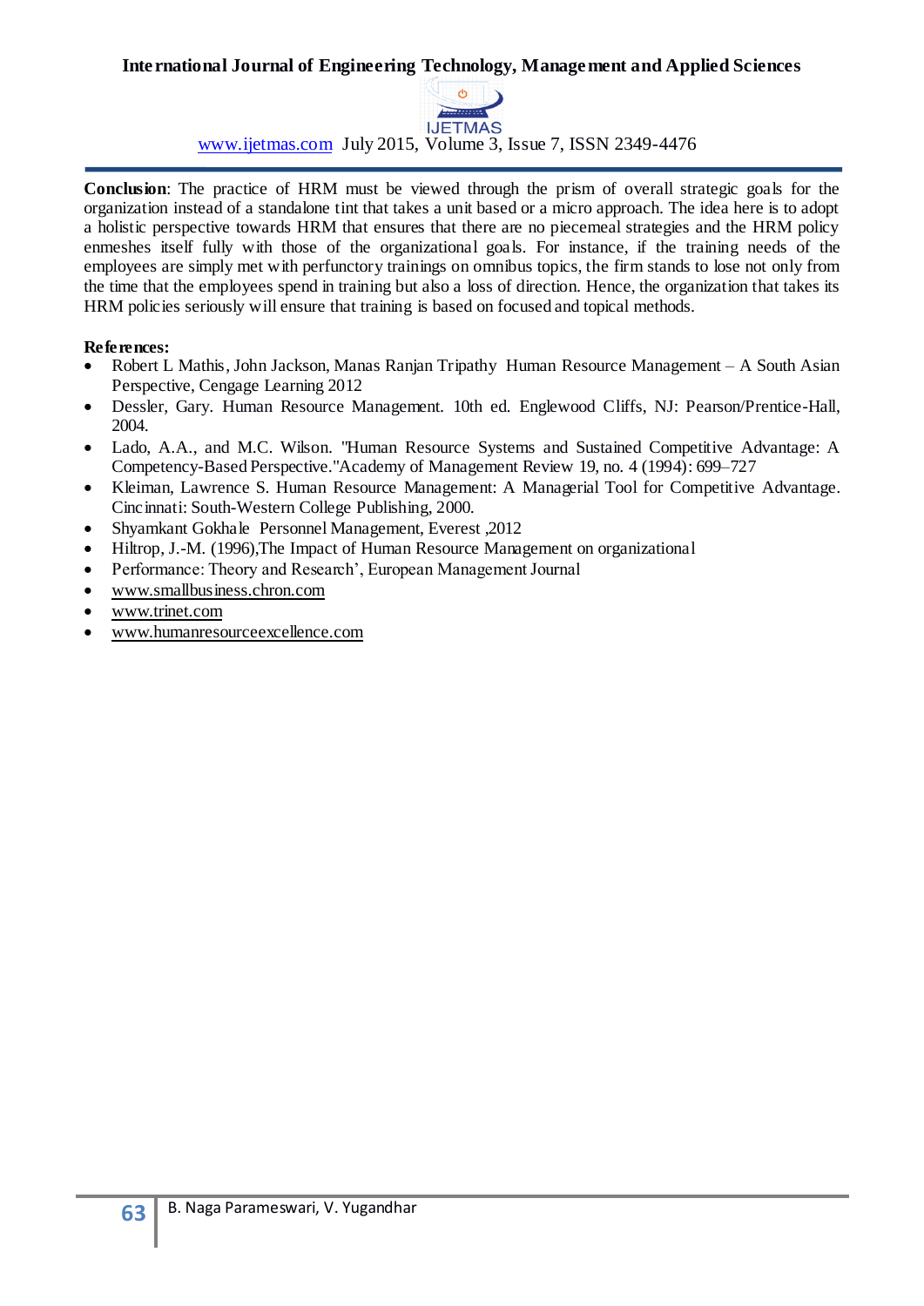**Conclusion**: The practice of HRM must be viewed through the prism of overall strategic goals for the organization instead of a standalone tint that takes a unit based or a micro approach. The idea here is to adopt a holistic perspective towards HRM that ensures that there are no piecemeal strategies and the HRM policy enmeshes itself fully with those of the organizational goals. For instance, if the training needs of the employees are simply met with perfunctory trainings on omnibus topics, the firm stands to lose not only from the time that the employees spend in training but also a loss of direction. Hence, the organization that takes its HRM policies seriously will ensure that training is based on focused and topical methods.

**References:**

- Robert L Mathis, John Jackson, Manas Ranjan Tripathy Human Resource Management – A South Asian Perspective, Cengage Learning 2012
- Dessler, Gary. Human Resource Management. 10th ed. Englewood Cliffs, NJ: Pearson/Prentice-Hall, 2004.
- Lado, A.A., and M.C. Wilson. "Human Resource Systems and Sustained Competitive Advantage: A Competency-Based Perspective."Academy of Management Review 19, no. 4 (1994): 699–727
- Kleiman, Lawrence S. Human Resource Management: A Managerial Tool for Competitive Advantage. Cincinnati: South-Western College Publishing, 2000.
- Shyamkant Gokhale Personnel Management, Everest ,2012
- Hiltrop, J.-M. (1996),The Impact of Human Resource Management on organizational
- Performance: Theory and Research', European Management Journal
- www.smallbusiness.chron.com
- www.trinet.com
- www.humanresourceexcellence.com